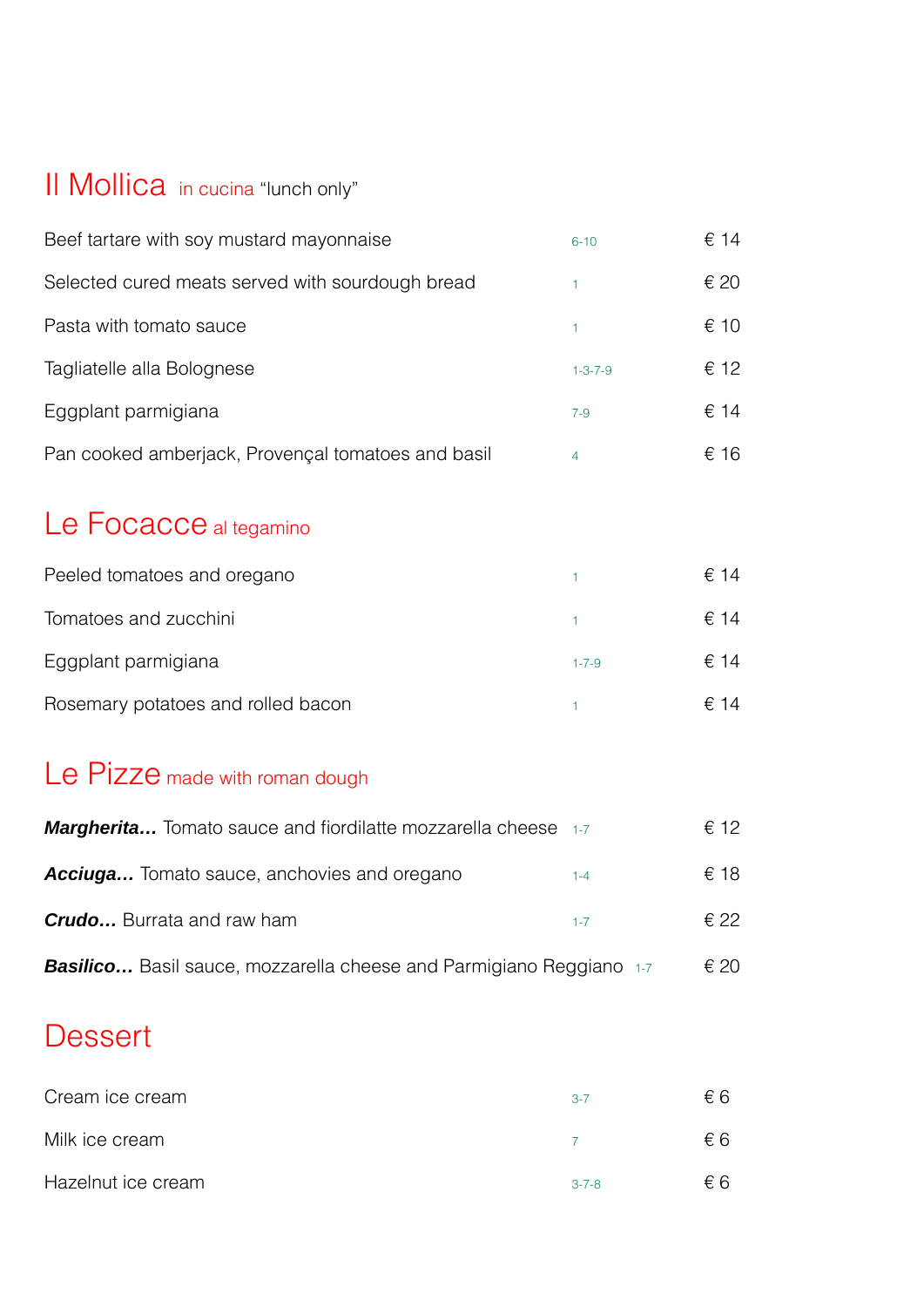## Il Mollica in cucina “lunch only”

| | | |
|---|---|---|
| Beef tartare with soy mustard mayonnaise | 6-10 | € 14 |
| Selected cured meats served with sourdough bread | 1 | € 20 |
| Pasta with tomato sauce | 1 | € 10 |
| Tagliatelle alla Bolognese | 1-3-7-9 | € 12 |
| Eggplant parmigiana | 7-9 | € 14 |
| Pan cooked amberjack, Provençal tomatoes and basil | 4 | € 16 |

## Le Focacce al tegamino

| | | |
|---|---|---|
| Peeled tomatoes and oregano | 1 | € 14 |
| Tomatoes and zucchini | 1 | € 14 |
| Eggplant parmigiana | 1-7-9 | € 14 |
| Rosemary potatoes and rolled bacon | 1 | € 14 |

## Le Pizze made with roman dough

| | | |
|---|---|---|
| ***Margherita…*** Tomato sauce and fiordilatte mozzarella cheese | 1-7 | € 12 |
| ***Acciuga…*** Tomato sauce, anchovies and oregano | 1-4 | € 18 |
| ***Crudo…*** Burrata and raw ham | 1-7 | € 22 |
| ***Basilico…*** Basil sauce, mozzarella cheese and Parmigiano Reggiano | 1-7 | € 20 |

## Dessert

| | | |
|---|---|---|
| Cream ice cream | 3-7 | € 6 |
| Milk ice cream | 7 | € 6 |
| Hazelnut ice cream | 3-7-8 | € 6 |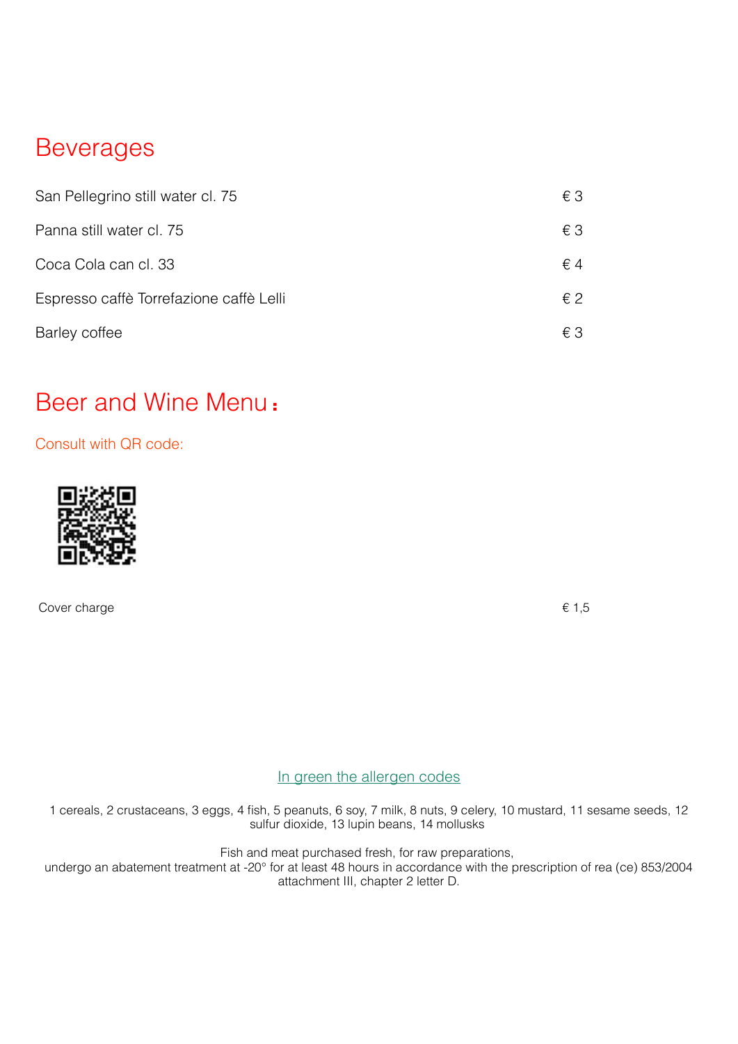## Beverages

| | |
|---|---|
| San Pellegrino still water cl. 75 | € 3 |
| Panna still water cl. 75 | € 3 |
| Coca Cola can cl. 33 | € 4 |
| Espresso caffè Torrefazione caffè Lelli | € 2 |
| Barley coffee | € 3 |

## Beer and Wine Menu:

Consult with QR code:

| | |
|---|---|
| Cover charge | € 1,5 |

In green the allergen codes

1 cereals, 2 crustaceans, 3 eggs, 4 fish, 5 peanuts, 6 soy, 7 milk, 8 nuts, 9 celery, 10 mustard, 11 sesame seeds, 12 sulfur dioxide, 13 lupin beans, 14 mollusks

Fish and meat purchased fresh, for raw preparations,
undergo an abatement treatment at -20° for at least 48 hours in accordance with the prescription of rea (ce) 853/2004 attachment III, chapter 2 letter D.